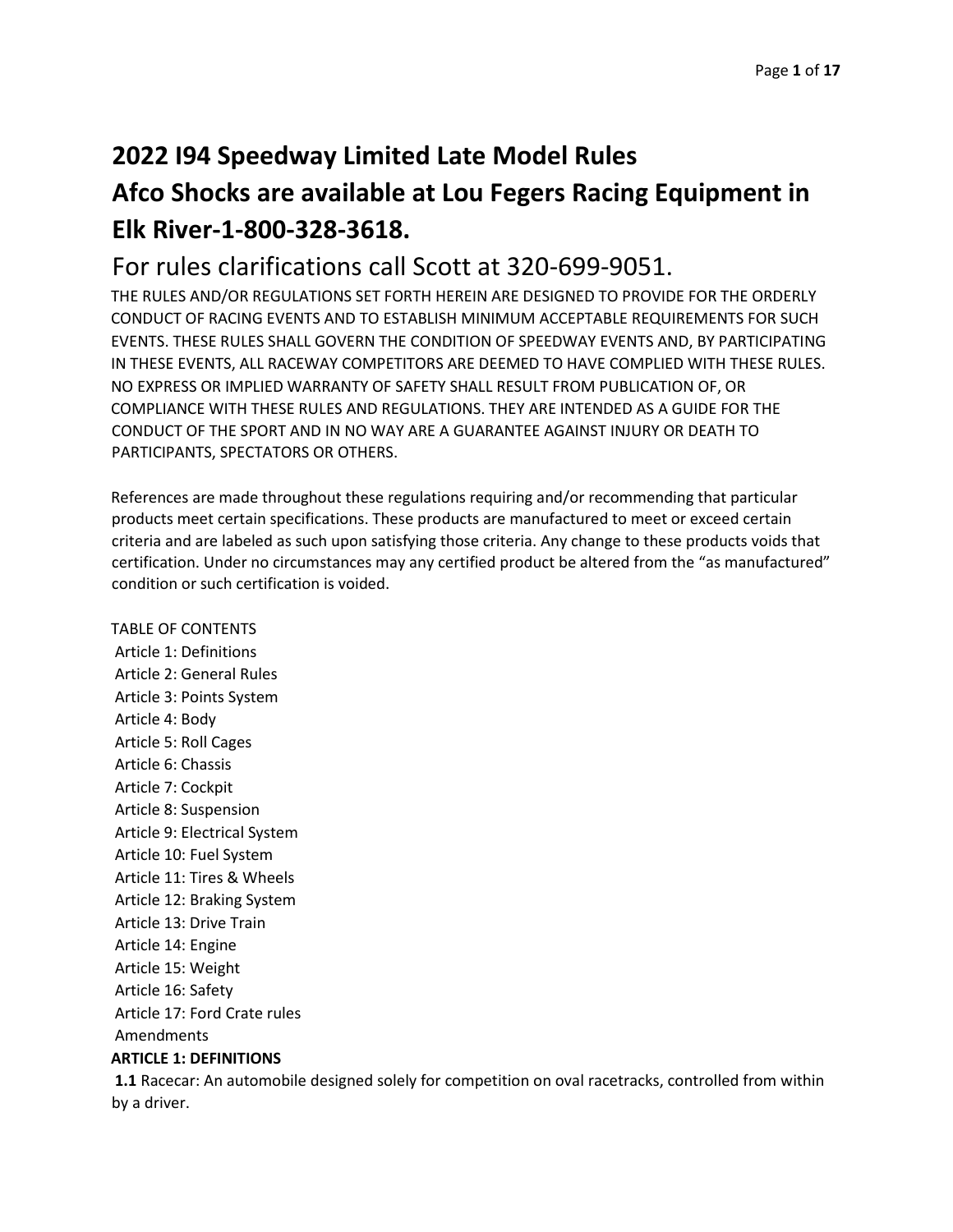# 2022 I94 Speedway Limited Late Model Rules

# Afco Shocks are available at Lou Fegers Racing Equipment in Elk River-1-800-328-3618.

## For rules clarifications call Scott at 320-699-9051.

THE RULES AND/OR REGULATIONS SET FORTH HEREIN ARE DESIGNED TO PROVIDE FOR THE ORDERLY CONDUCT OF RACING EVENTS AND TO ESTABLISH MINIMUM ACCEPTABLE REQUIREMENTS FOR SUCH EVENTS. THESE RULES SHALL GOVERN THE CONDITION OF SPEEDWAY EVENTS AND, BY PARTICIPATING IN THESE EVENTS, ALL RACEWAY COMPETITORS ARE DEEMED TO HAVE COMPLIED WITH THESE RULES. NO EXPRESS OR IMPLIED WARRANTY OF SAFETY SHALL RESULT FROM PUBLICATION OF, OR COMPLIANCE WITH THESE RULES AND REGULATIONS. THEY ARE INTENDED AS A GUIDE FOR THE CONDUCT OF THE SPORT AND IN NO WAY ARE A GUARANTEE AGAINST INJURY OR DEATH TO PARTICIPANTS, SPECTATORS OR OTHERS.

References are made throughout these regulations requiring and/or recommending that particular products meet certain specifications. These products are manufactured to meet or exceed certain criteria and are labeled as such upon satisfying those criteria. Any change to these products voids that certification. Under no circumstances may any certified product be altered from the "as manufactured" condition or such certification is voided.

TABLE OF CONTENTS

- Article 1: Definitions
- Article 2: General Rules
- Article 3: Points System
- Article 4: Body
- Article 5: Roll Cages
- Article 6: Chassis
- Article 7: Cockpit
- Article 8: Suspension
- Article 9: Electrical System
- Article 10: Fuel System
- Article 11: Tires & Wheels
- Article 12: Braking System
- Article 13: Drive Train
- Article 14: Engine
- Article 15: Weight
- Article 16: Safety
- Article 17: Ford Crate rules
- Amendments

**ARTICLE 1: DEFINITIONS**

**1.1** Racecar: An automobile designed solely for competition on oval racetracks, controlled from within by a driver.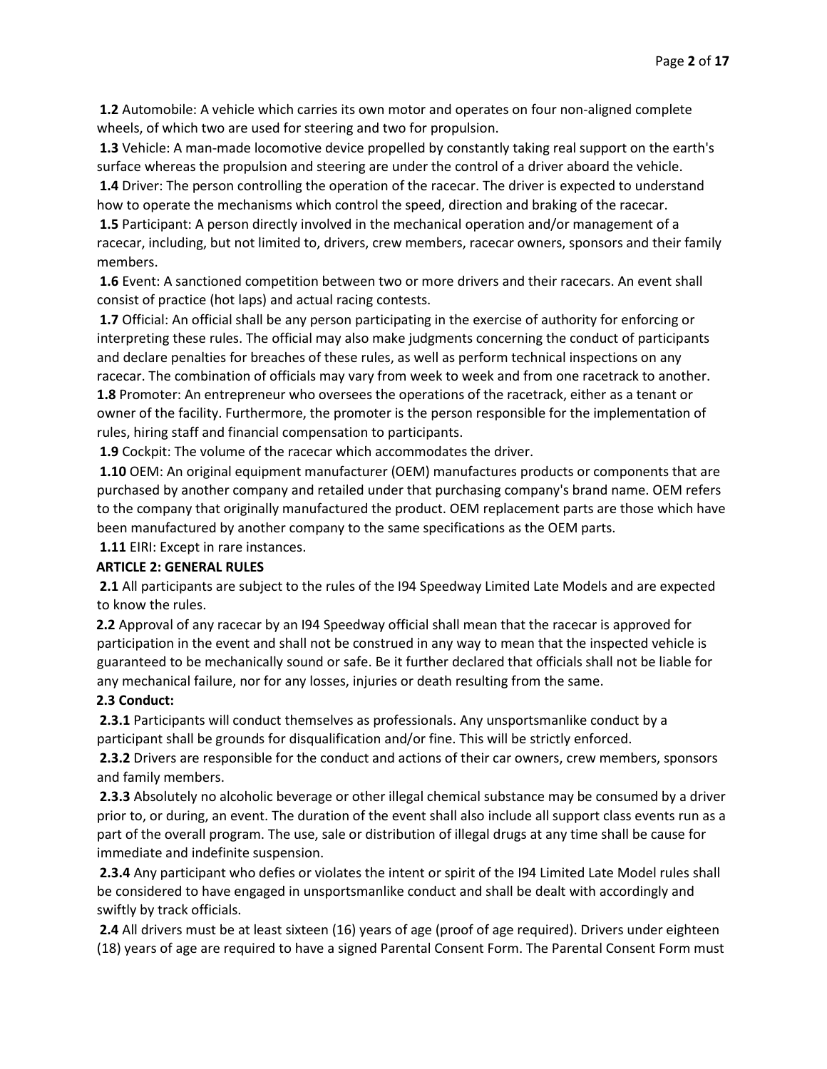**1.2** Automobile: A vehicle which carries its own motor and operates on four non-aligned complete wheels, of which two are used for steering and two for propulsion.

**1.3** Vehicle: A man-made locomotive device propelled by constantly taking real support on the earth's surface whereas the propulsion and steering are under the control of a driver aboard the vehicle.

**1.4** Driver: The person controlling the operation of the racecar. The driver is expected to understand how to operate the mechanisms which control the speed, direction and braking of the racecar.

**1.5** Participant: A person directly involved in the mechanical operation and/or management of a racecar, including, but not limited to, drivers, crew members, racecar owners, sponsors and their family members.

**1.6** Event: A sanctioned competition between two or more drivers and their racecars. An event shall consist of practice (hot laps) and actual racing contests.

**1.7** Official: An official shall be any person participating in the exercise of authority for enforcing or interpreting these rules. The official may also make judgments concerning the conduct of participants and declare penalties for breaches of these rules, as well as perform technical inspections on any racecar. The combination of officials may vary from week to week and from one racetrack to another.

**1.8** Promoter: An entrepreneur who oversees the operations of the racetrack, either as a tenant or owner of the facility. Furthermore, the promoter is the person responsible for the implementation of rules, hiring staff and financial compensation to participants.

**1.9** Cockpit: The volume of the racecar which accommodates the driver.

**1.10** OEM: An original equipment manufacturer (OEM) manufactures products or components that are purchased by another company and retailed under that purchasing company's brand name. OEM refers to the company that originally manufactured the product. OEM replacement parts are those which have been manufactured by another company to the same specifications as the OEM parts.

**1.11** EIRI: Except in rare instances.

## ARTICLE 2: GENERAL RULES

**2.1** All participants are subject to the rules of the I94 Speedway Limited Late Models and are expected to know the rules.

**2.2** Approval of any racecar by an I94 Speedway official shall mean that the racecar is approved for participation in the event and shall not be construed in any way to mean that the inspected vehicle is guaranteed to be mechanically sound or safe. Be it further declared that officials shall not be liable for any mechanical failure, nor for any losses, injuries or death resulting from the same.

### 2.3 Conduct:

**2.3.1** Participants will conduct themselves as professionals. Any unsportsmanlike conduct by a participant shall be grounds for disqualification and/or fine. This will be strictly enforced.

**2.3.2** Drivers are responsible for the conduct and actions of their car owners, crew members, sponsors and family members.

**2.3.3** Absolutely no alcoholic beverage or other illegal chemical substance may be consumed by a driver prior to, or during, an event. The duration of the event shall also include all support class events run as a part of the overall program. The use, sale or distribution of illegal drugs at any time shall be cause for immediate and indefinite suspension.

**2.3.4** Any participant who defies or violates the intent or spirit of the I94 Limited Late Model rules shall be considered to have engaged in unsportsmanlike conduct and shall be dealt with accordingly and swiftly by track officials.

**2.4** All drivers must be at least sixteen (16) years of age (proof of age required). Drivers under eighteen (18) years of age are required to have a signed Parental Consent Form. The Parental Consent Form must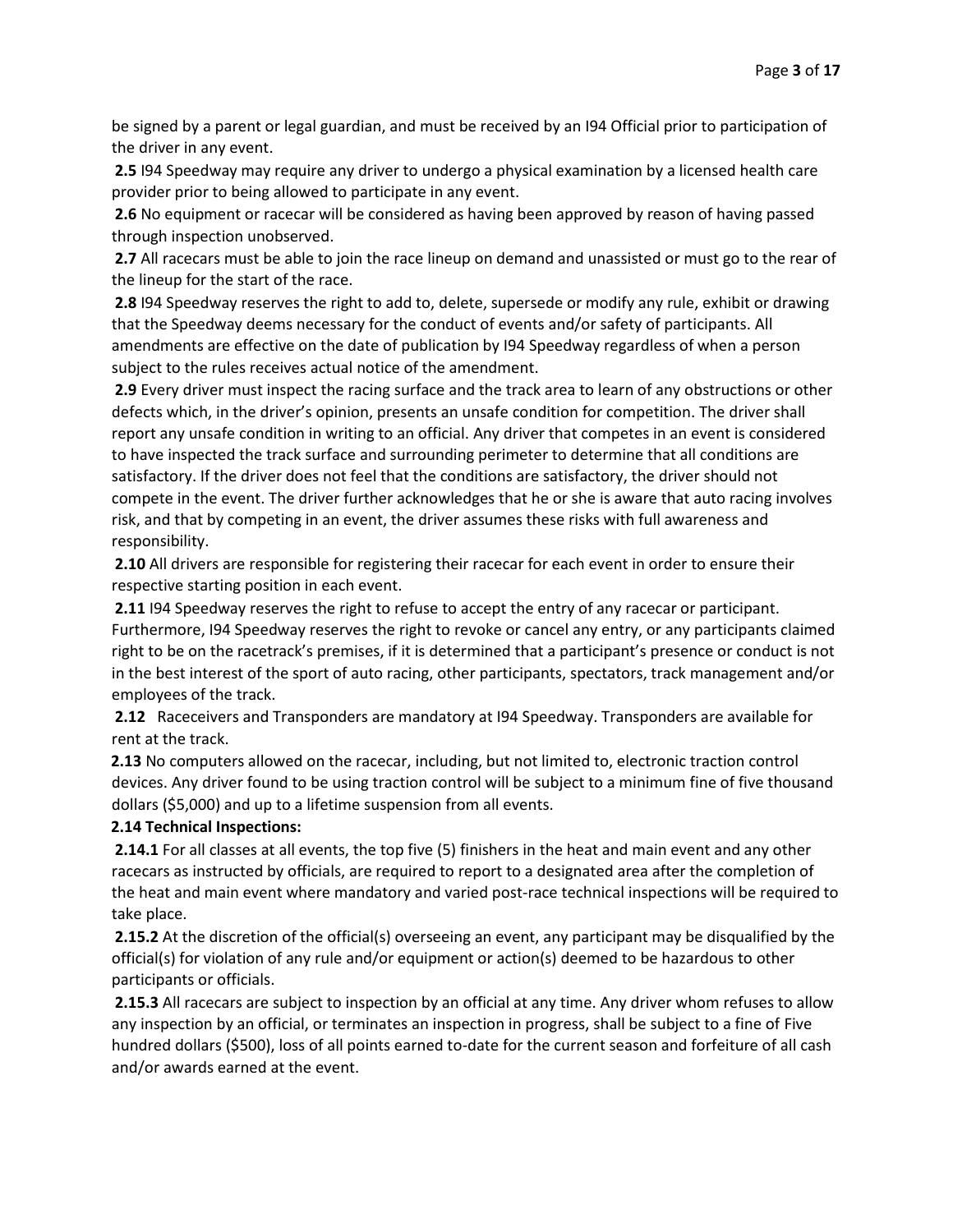be signed by a parent or legal guardian, and must be received by an I94 Official prior to participation of the driver in any event.

**2.5** I94 Speedway may require any driver to undergo a physical examination by a licensed health care provider prior to being allowed to participate in any event.

**2.6** No equipment or racecar will be considered as having been approved by reason of having passed through inspection unobserved.

**2.7** All racecars must be able to join the race lineup on demand and unassisted or must go to the rear of the lineup for the start of the race.

**2.8** I94 Speedway reserves the right to add to, delete, supersede or modify any rule, exhibit or drawing that the Speedway deems necessary for the conduct of events and/or safety of participants. All amendments are effective on the date of publication by I94 Speedway regardless of when a person subject to the rules receives actual notice of the amendment.

**2.9** Every driver must inspect the racing surface and the track area to learn of any obstructions or other defects which, in the driver's opinion, presents an unsafe condition for competition. The driver shall report any unsafe condition in writing to an official. Any driver that competes in an event is considered to have inspected the track surface and surrounding perimeter to determine that all conditions are satisfactory. If the driver does not feel that the conditions are satisfactory, the driver should not compete in the event. The driver further acknowledges that he or she is aware that auto racing involves risk, and that by competing in an event, the driver assumes these risks with full awareness and responsibility.

**2.10** All drivers are responsible for registering their racecar for each event in order to ensure their respective starting position in each event.

**2.11** I94 Speedway reserves the right to refuse to accept the entry of any racecar or participant. Furthermore, I94 Speedway reserves the right to revoke or cancel any entry, or any participants claimed right to be on the racetrack's premises, if it is determined that a participant's presence or conduct is not in the best interest of the sport of auto racing, other participants, spectators, track management and/or employees of the track.

**2.12** Raceceivers and Transponders are mandatory at I94 Speedway. Transponders are available for rent at the track.

**2.13** No computers allowed on the racecar, including, but not limited to, electronic traction control devices. Any driver found to be using traction control will be subject to a minimum fine of five thousand dollars ($5,000) and up to a lifetime suspension from all events.

**2.14 Technical Inspections:**

**2.14.1** For all classes at all events, the top five (5) finishers in the heat and main event and any other racecars as instructed by officials, are required to report to a designated area after the completion of the heat and main event where mandatory and varied post-race technical inspections will be required to take place.

**2.15.2** At the discretion of the official(s) overseeing an event, any participant may be disqualified by the official(s) for violation of any rule and/or equipment or action(s) deemed to be hazardous to other participants or officials.

**2.15.3** All racecars are subject to inspection by an official at any time. Any driver whom refuses to allow any inspection by an official, or terminates an inspection in progress, shall be subject to a fine of Five hundred dollars ($500), loss of all points earned to-date for the current season and forfeiture of all cash and/or awards earned at the event.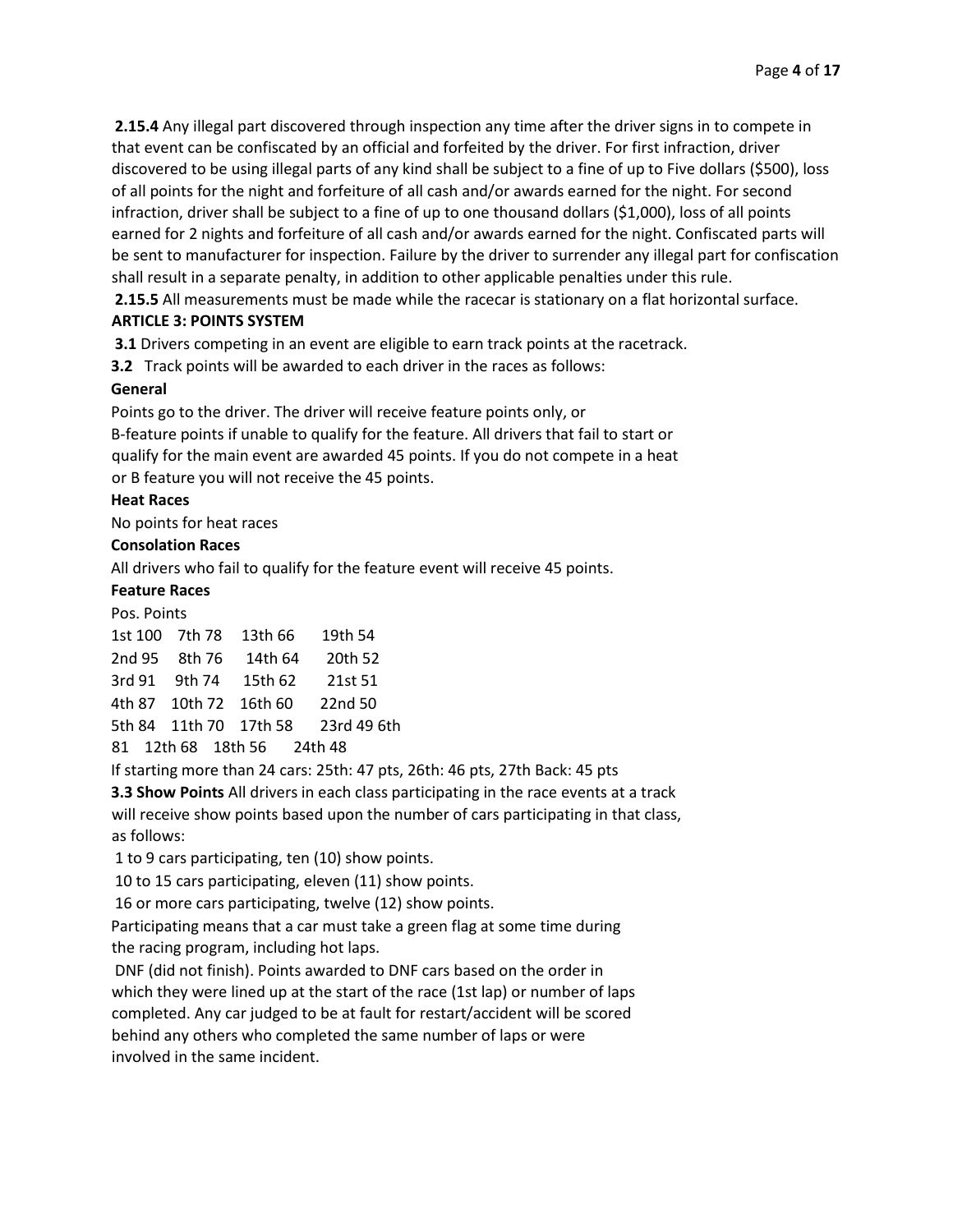**2.15.4** Any illegal part discovered through inspection any time after the driver signs in to compete in that event can be confiscated by an official and forfeited by the driver. For first infraction, driver discovered to be using illegal parts of any kind shall be subject to a fine of up to Five dollars ($500), loss of all points for the night and forfeiture of all cash and/or awards earned for the night. For second infraction, driver shall be subject to a fine of up to one thousand dollars ($1,000), loss of all points earned for 2 nights and forfeiture of all cash and/or awards earned for the night. Confiscated parts will be sent to manufacturer for inspection. Failure by the driver to surrender any illegal part for confiscation shall result in a separate penalty, in addition to other applicable penalties under this rule.

**2.15.5** All measurements must be made while the racecar is stationary on a flat horizontal surface.

**ARTICLE 3: POINTS SYSTEM**

**3.1** Drivers competing in an event are eligible to earn track points at the racetrack.

**3.2** Track points will be awarded to each driver in the races as follows:

**General**

Points go to the driver. The driver will receive feature points only, or B-feature points if unable to qualify for the feature. All drivers that fail to start or qualify for the main event are awarded 45 points. If you do not compete in a heat or B feature you will not receive the 45 points.

**Heat Races**

No points for heat races

**Consolation Races**

All drivers who fail to qualify for the feature event will receive 45 points.

**Feature Races**

Pos. Points

| | | | |
|---|---|---|---|
| 1st 100 | 7th 78 | 13th 66 | 19th 54 |
| 2nd 95 | 8th 76 | 14th 64 | 20th 52 |
| 3rd 91 | 9th 74 | 15th 62 | 21st 51 |
| 4th 87 | 10th 72 | 16th 60 | 22nd 50 |
| 5th 84 | 11th 70 | 17th 58 | 23rd 49 |
| 6th 81 | 12th 68 | 18th 56 | 24th 48 |

If starting more than 24 cars: 25th: 47 pts, 26th: 46 pts, 27th Back: 45 pts

**3.3 Show Points** All drivers in each class participating in the race events at a track will receive show points based upon the number of cars participating in that class, as follows:

1 to 9 cars participating, ten (10) show points.

10 to 15 cars participating, eleven (11) show points.

16 or more cars participating, twelve (12) show points.

Participating means that a car must take a green flag at some time during the racing program, including hot laps.

DNF (did not finish). Points awarded to DNF cars based on the order in which they were lined up at the start of the race (1st lap) or number of laps completed. Any car judged to be at fault for restart/accident will be scored behind any others who completed the same number of laps or were involved in the same incident.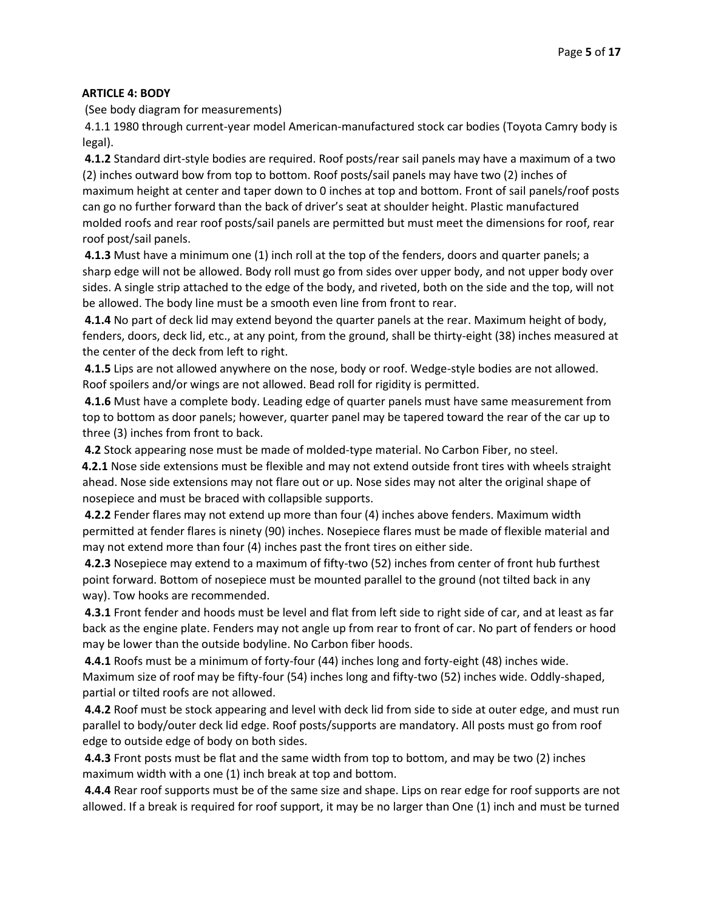**ARTICLE 4: BODY**

(See body diagram for measurements)

4.1.1 1980 through current-year model American-manufactured stock car bodies (Toyota Camry body is legal).

**4.1.2** Standard dirt-style bodies are required. Roof posts/rear sail panels may have a maximum of a two (2) inches outward bow from top to bottom. Roof posts/sail panels may have two (2) inches of maximum height at center and taper down to 0 inches at top and bottom. Front of sail panels/roof posts can go no further forward than the back of driver's seat at shoulder height. Plastic manufactured molded roofs and rear roof posts/sail panels are permitted but must meet the dimensions for roof, rear roof post/sail panels.

**4.1.3** Must have a minimum one (1) inch roll at the top of the fenders, doors and quarter panels; a sharp edge will not be allowed. Body roll must go from sides over upper body, and not upper body over sides. A single strip attached to the edge of the body, and riveted, both on the side and the top, will not be allowed. The body line must be a smooth even line from front to rear.

**4.1.4** No part of deck lid may extend beyond the quarter panels at the rear. Maximum height of body, fenders, doors, deck lid, etc., at any point, from the ground, shall be thirty-eight (38) inches measured at the center of the deck from left to right.

**4.1.5** Lips are not allowed anywhere on the nose, body or roof. Wedge-style bodies are not allowed. Roof spoilers and/or wings are not allowed. Bead roll for rigidity is permitted.

**4.1.6** Must have a complete body. Leading edge of quarter panels must have same measurement from top to bottom as door panels; however, quarter panel may be tapered toward the rear of the car up to three (3) inches from front to back.

**4.2** Stock appearing nose must be made of molded-type material. No Carbon Fiber, no steel.

**4.2.1** Nose side extensions must be flexible and may not extend outside front tires with wheels straight ahead. Nose side extensions may not flare out or up. Nose sides may not alter the original shape of nosepiece and must be braced with collapsible supports.

**4.2.2** Fender flares may not extend up more than four (4) inches above fenders. Maximum width permitted at fender flares is ninety (90) inches. Nosepiece flares must be made of flexible material and may not extend more than four (4) inches past the front tires on either side.

**4.2.3** Nosepiece may extend to a maximum of fifty-two (52) inches from center of front hub furthest point forward. Bottom of nosepiece must be mounted parallel to the ground (not tilted back in any way). Tow hooks are recommended.

**4.3.1** Front fender and hoods must be level and flat from left side to right side of car, and at least as far back as the engine plate. Fenders may not angle up from rear to front of car. No part of fenders or hood may be lower than the outside bodyline. No Carbon fiber hoods.

**4.4.1** Roofs must be a minimum of forty-four (44) inches long and forty-eight (48) inches wide. Maximum size of roof may be fifty-four (54) inches long and fifty-two (52) inches wide. Oddly-shaped, partial or tilted roofs are not allowed.

**4.4.2** Roof must be stock appearing and level with deck lid from side to side at outer edge, and must run parallel to body/outer deck lid edge. Roof posts/supports are mandatory. All posts must go from roof edge to outside edge of body on both sides.

**4.4.3** Front posts must be flat and the same width from top to bottom, and may be two (2) inches maximum width with a one (1) inch break at top and bottom.

**4.4.4** Rear roof supports must be of the same size and shape. Lips on rear edge for roof supports are not allowed. If a break is required for roof support, it may be no larger than One (1) inch and must be turned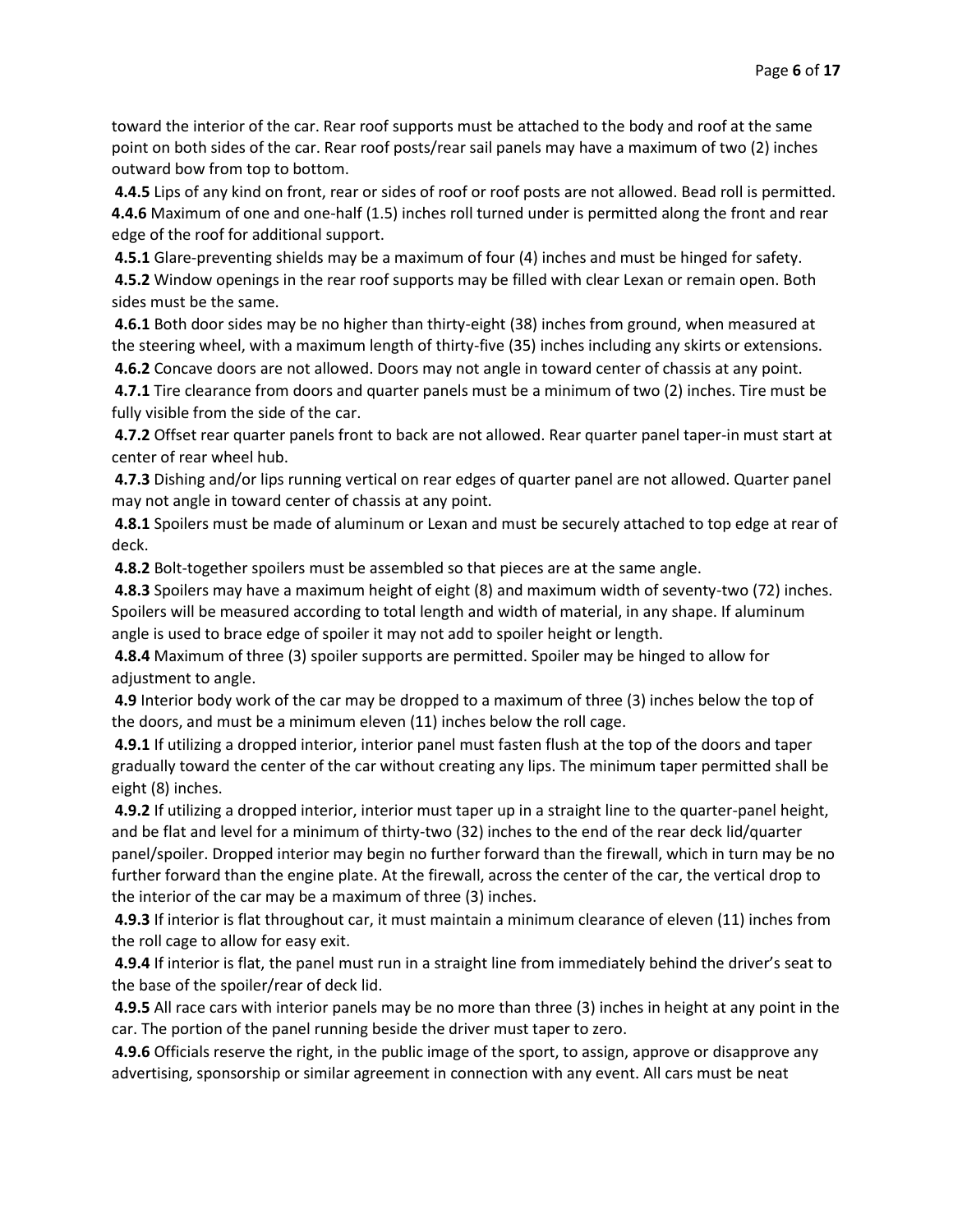toward the interior of the car. Rear roof supports must be attached to the body and roof at the same point on both sides of the car. Rear roof posts/rear sail panels may have a maximum of two (2) inches outward bow from top to bottom.

**4.4.5** Lips of any kind on front, rear or sides of roof or roof posts are not allowed. Bead roll is permitted.

**4.4.6** Maximum of one and one-half (1.5) inches roll turned under is permitted along the front and rear edge of the roof for additional support.

**4.5.1** Glare-preventing shields may be a maximum of four (4) inches and must be hinged for safety.

**4.5.2** Window openings in the rear roof supports may be filled with clear Lexan or remain open. Both sides must be the same.

**4.6.1** Both door sides may be no higher than thirty-eight (38) inches from ground, when measured at the steering wheel, with a maximum length of thirty-five (35) inches including any skirts or extensions.

**4.6.2** Concave doors are not allowed. Doors may not angle in toward center of chassis at any point.

**4.7.1** Tire clearance from doors and quarter panels must be a minimum of two (2) inches. Tire must be fully visible from the side of the car.

**4.7.2** Offset rear quarter panels front to back are not allowed. Rear quarter panel taper-in must start at center of rear wheel hub.

**4.7.3** Dishing and/or lips running vertical on rear edges of quarter panel are not allowed. Quarter panel may not angle in toward center of chassis at any point.

**4.8.1** Spoilers must be made of aluminum or Lexan and must be securely attached to top edge at rear of deck.

**4.8.2** Bolt-together spoilers must be assembled so that pieces are at the same angle.

**4.8.3** Spoilers may have a maximum height of eight (8) and maximum width of seventy-two (72) inches. Spoilers will be measured according to total length and width of material, in any shape. If aluminum angle is used to brace edge of spoiler it may not add to spoiler height or length.

**4.8.4** Maximum of three (3) spoiler supports are permitted. Spoiler may be hinged to allow for adjustment to angle.

**4.9** Interior body work of the car may be dropped to a maximum of three (3) inches below the top of the doors, and must be a minimum eleven (11) inches below the roll cage.

**4.9.1** If utilizing a dropped interior, interior panel must fasten flush at the top of the doors and taper gradually toward the center of the car without creating any lips. The minimum taper permitted shall be eight (8) inches.

**4.9.2** If utilizing a dropped interior, interior must taper up in a straight line to the quarter-panel height, and be flat and level for a minimum of thirty-two (32) inches to the end of the rear deck lid/quarter panel/spoiler. Dropped interior may begin no further forward than the firewall, which in turn may be no further forward than the engine plate. At the firewall, across the center of the car, the vertical drop to the interior of the car may be a maximum of three (3) inches.

**4.9.3** If interior is flat throughout car, it must maintain a minimum clearance of eleven (11) inches from the roll cage to allow for easy exit.

**4.9.4** If interior is flat, the panel must run in a straight line from immediately behind the driver's seat to the base of the spoiler/rear of deck lid.

**4.9.5** All race cars with interior panels may be no more than three (3) inches in height at any point in the car. The portion of the panel running beside the driver must taper to zero.

**4.9.6** Officials reserve the right, in the public image of the sport, to assign, approve or disapprove any advertising, sponsorship or similar agreement in connection with any event. All cars must be neat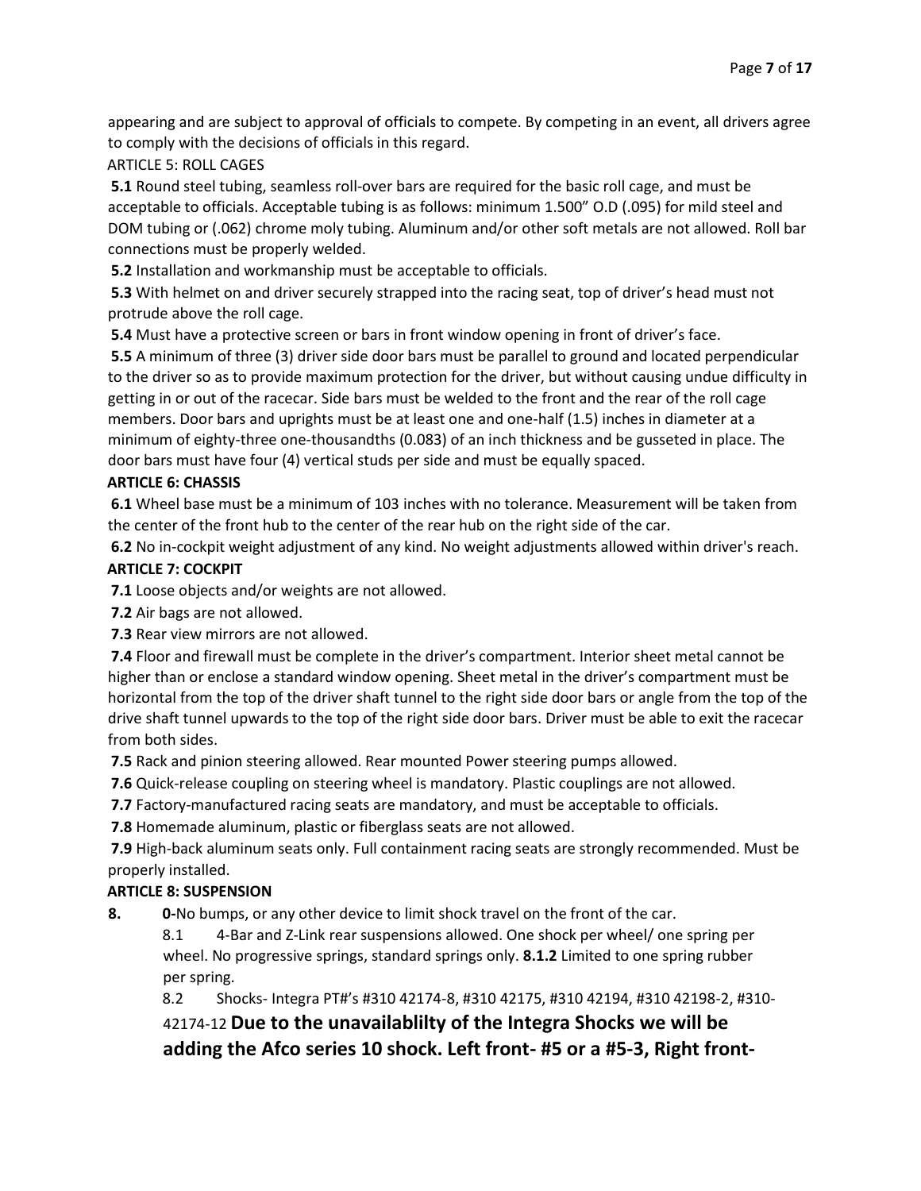appearing and are subject to approval of officials to compete. By competing in an event, all drivers agree to comply with the decisions of officials in this regard.

ARTICLE 5: ROLL CAGES

**5.1** Round steel tubing, seamless roll-over bars are required for the basic roll cage, and must be acceptable to officials. Acceptable tubing is as follows: minimum 1.500" O.D (.095) for mild steel and DOM tubing or (.062) chrome moly tubing. Aluminum and/or other soft metals are not allowed. Roll bar connections must be properly welded.

**5.2** Installation and workmanship must be acceptable to officials.

**5.3** With helmet on and driver securely strapped into the racing seat, top of driver's head must not protrude above the roll cage.

**5.4** Must have a protective screen or bars in front window opening in front of driver's face.

**5.5** A minimum of three (3) driver side door bars must be parallel to ground and located perpendicular to the driver so as to provide maximum protection for the driver, but without causing undue difficulty in getting in or out of the racecar. Side bars must be welded to the front and the rear of the roll cage members. Door bars and uprights must be at least one and one-half (1.5) inches in diameter at a minimum of eighty-three one-thousandths (0.083) of an inch thickness and be gusseted in place. The door bars must have four (4) vertical studs per side and must be equally spaced.

**ARTICLE 6: CHASSIS**

**6.1** Wheel base must be a minimum of 103 inches with no tolerance. Measurement will be taken from the center of the front hub to the center of the rear hub on the right side of the car.

**6.2** No in-cockpit weight adjustment of any kind. No weight adjustments allowed within driver's reach.

**ARTICLE 7: COCKPIT**

**7.1** Loose objects and/or weights are not allowed.

**7.2** Air bags are not allowed.

**7.3** Rear view mirrors are not allowed.

**7.4** Floor and firewall must be complete in the driver's compartment. Interior sheet metal cannot be higher than or enclose a standard window opening. Sheet metal in the driver's compartment must be horizontal from the top of the driver shaft tunnel to the right side door bars or angle from the top of the drive shaft tunnel upwards to the top of the right side door bars. Driver must be able to exit the racecar from both sides.

**7.5** Rack and pinion steering allowed. Rear mounted Power steering pumps allowed.

**7.6** Quick-release coupling on steering wheel is mandatory. Plastic couplings are not allowed.

**7.7** Factory-manufactured racing seats are mandatory, and must be acceptable to officials.

**7.8** Homemade aluminum, plastic or fiberglass seats are not allowed.

**7.9** High-back aluminum seats only. Full containment racing seats are strongly recommended. Must be properly installed.

**ARTICLE 8: SUSPENSION**

**8. 0-**No bumps, or any other device to limit shock travel on the front of the car.

8.1 4-Bar and Z-Link rear suspensions allowed. One shock per wheel/ one spring per wheel. No progressive springs, standard springs only. **8.1.2** Limited to one spring rubber per spring.

8.2 Shocks- Integra PT#'s #310 42174-8, #310 42175, #310 42194, #310 42198-2, #310-42174-12 **Due to the unavailablilty of the Integra Shocks we will be adding the Afco series 10 shock. Left front- #5 or a #5-3, Right front-**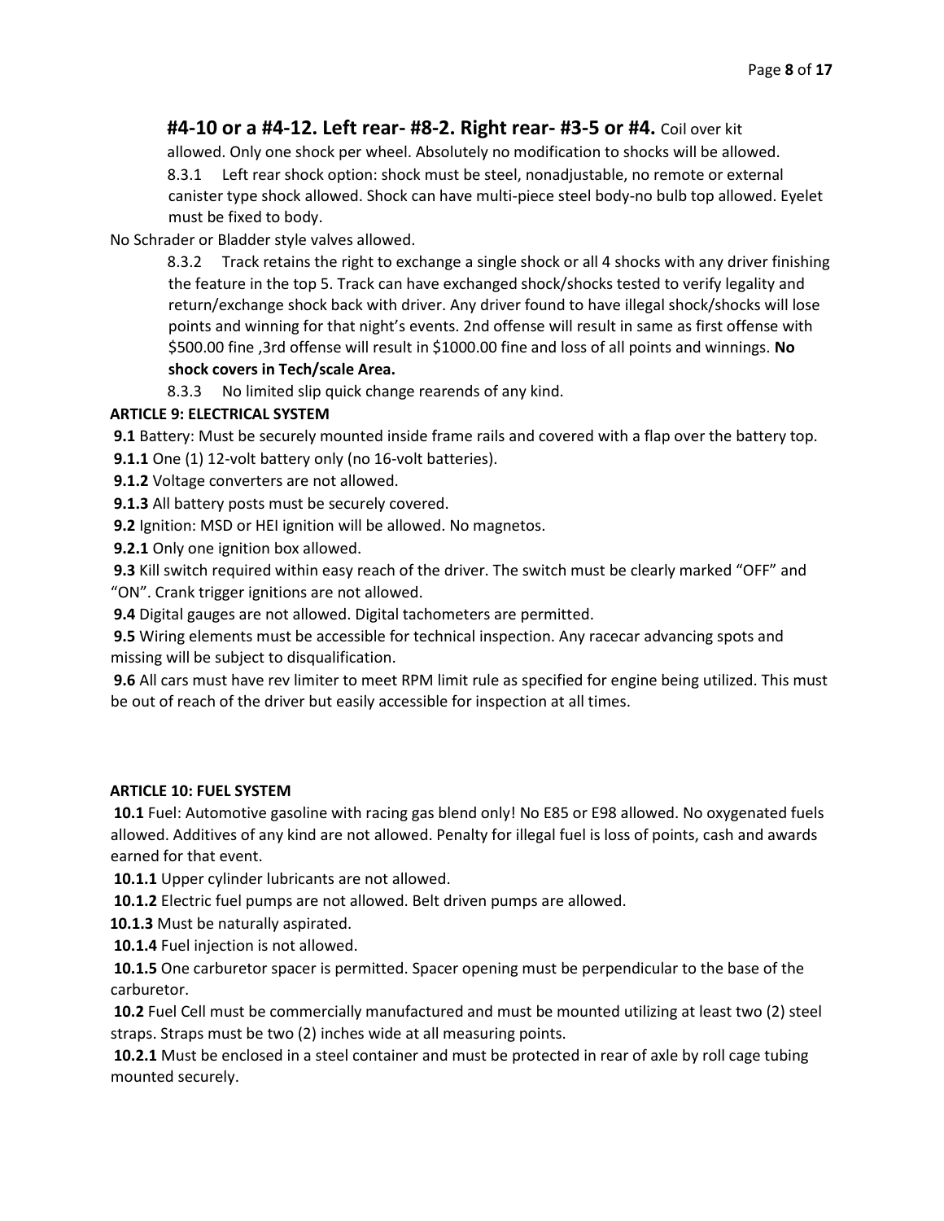**#4-10 or a #4-12. Left rear- #8-2. Right rear- #3-5 or #4.** Coil over kit allowed. Only one shock per wheel. Absolutely no modification to shocks will be allowed.

8.3.1 Left rear shock option: shock must be steel, nonadjustable, no remote or external canister type shock allowed. Shock can have multi-piece steel body-no bulb top allowed. Eyelet must be fixed to body.

No Schrader or Bladder style valves allowed.

8.3.2 Track retains the right to exchange a single shock or all 4 shocks with any driver finishing the feature in the top 5. Track can have exchanged shock/shocks tested to verify legality and return/exchange shock back with driver. Any driver found to have illegal shock/shocks will lose points and winning for that night's events. 2nd offense will result in same as first offense with $500.00 fine ,3rd offense will result in $1000.00 fine and loss of all points and winnings. **No shock covers in Tech/scale Area.**

8.3.3 No limited slip quick change rearends of any kind.

**ARTICLE 9: ELECTRICAL SYSTEM**

**9.1** Battery: Must be securely mounted inside frame rails and covered with a flap over the battery top.

**9.1.1** One (1) 12-volt battery only (no 16-volt batteries).

**9.1.2** Voltage converters are not allowed.

**9.1.3** All battery posts must be securely covered.

**9.2** Ignition: MSD or HEI ignition will be allowed. No magnetos.

**9.2.1** Only one ignition box allowed.

**9.3** Kill switch required within easy reach of the driver. The switch must be clearly marked "OFF" and "ON". Crank trigger ignitions are not allowed.

**9.4** Digital gauges are not allowed. Digital tachometers are permitted.

**9.5** Wiring elements must be accessible for technical inspection. Any racecar advancing spots and missing will be subject to disqualification.

**9.6** All cars must have rev limiter to meet RPM limit rule as specified for engine being utilized. This must be out of reach of the driver but easily accessible for inspection at all times.

**ARTICLE 10: FUEL SYSTEM**

**10.1** Fuel: Automotive gasoline with racing gas blend only! No E85 or E98 allowed. No oxygenated fuels allowed. Additives of any kind are not allowed. Penalty for illegal fuel is loss of points, cash and awards earned for that event.

**10.1.1** Upper cylinder lubricants are not allowed.

**10.1.2** Electric fuel pumps are not allowed. Belt driven pumps are allowed.

**10.1.3** Must be naturally aspirated.

**10.1.4** Fuel injection is not allowed.

**10.1.5** One carburetor spacer is permitted. Spacer opening must be perpendicular to the base of the carburetor.

**10.2** Fuel Cell must be commercially manufactured and must be mounted utilizing at least two (2) steel straps. Straps must be two (2) inches wide at all measuring points.

**10.2.1** Must be enclosed in a steel container and must be protected in rear of axle by roll cage tubing mounted securely.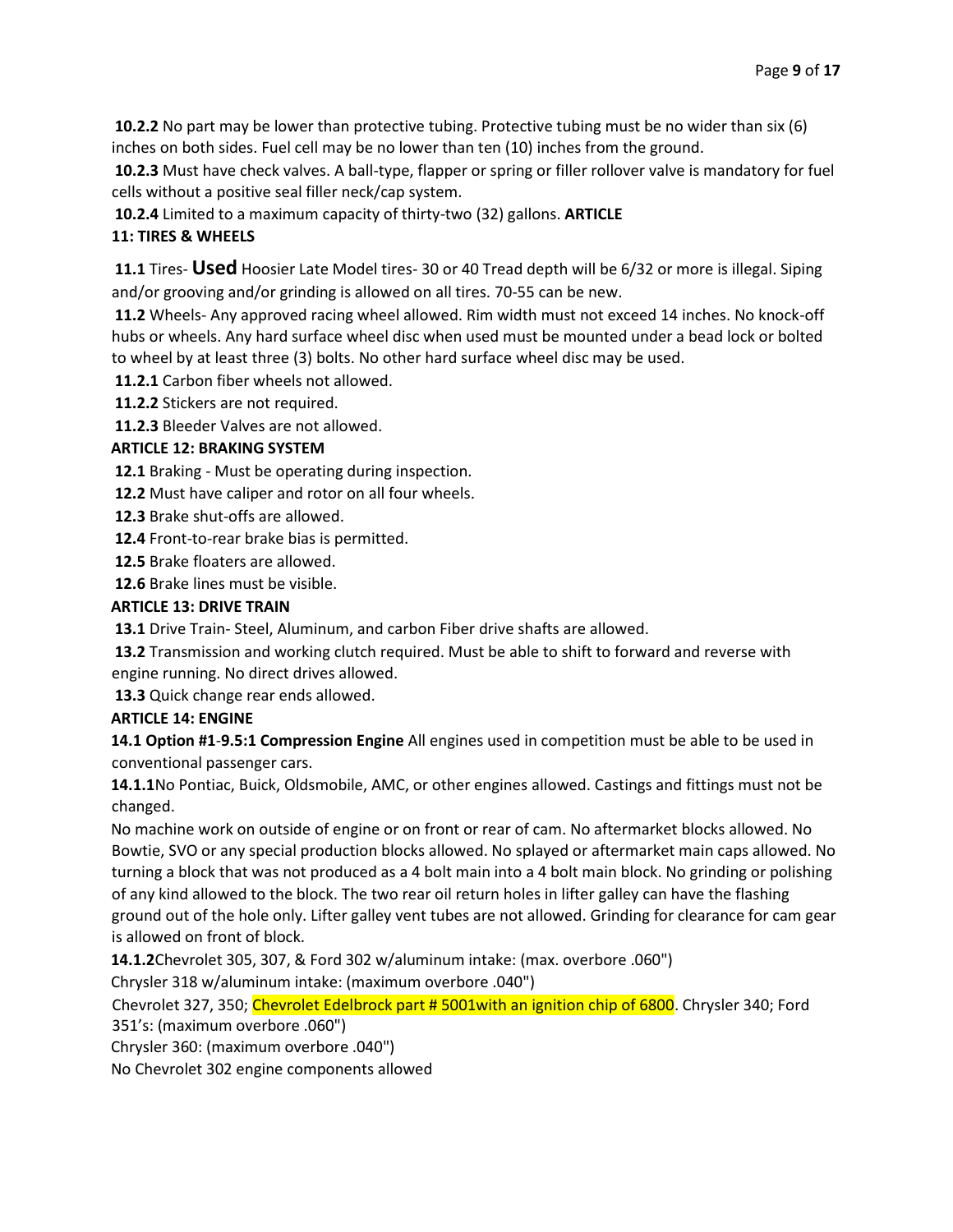**10.2.2** No part may be lower than protective tubing. Protective tubing must be no wider than six (6) inches on both sides. Fuel cell may be no lower than ten (10) inches from the ground.

**10.2.3** Must have check valves. A ball-type, flapper or spring or filler rollover valve is mandatory for fuel cells without a positive seal filler neck/cap system.

**10.2.4** Limited to a maximum capacity of thirty-two (32) gallons.

## ARTICLE 11: TIRES & WHEELS

**11.1** Tires- **Used** Hoosier Late Model tires- 30 or 40 Tread depth will be 6/32 or more is illegal. Siping and/or grooving and/or grinding is allowed on all tires. 70-55 can be new.

**11.2** Wheels- Any approved racing wheel allowed. Rim width must not exceed 14 inches. No knock-off hubs or wheels. Any hard surface wheel disc when used must be mounted under a bead lock or bolted to wheel by at least three (3) bolts. No other hard surface wheel disc may be used.

**11.2.1** Carbon fiber wheels not allowed.

**11.2.2** Stickers are not required.

**11.2.3** Bleeder Valves are not allowed.

## ARTICLE 12: BRAKING SYSTEM

**12.1** Braking - Must be operating during inspection.

**12.2** Must have caliper and rotor on all four wheels.

**12.3** Brake shut-offs are allowed.

**12.4** Front-to-rear brake bias is permitted.

**12.5** Brake floaters are allowed.

**12.6** Brake lines must be visible.

## ARTICLE 13: DRIVE TRAIN

**13.1** Drive Train- Steel, Aluminum, and carbon Fiber drive shafts are allowed.

**13.2** Transmission and working clutch required. Must be able to shift to forward and reverse with engine running. No direct drives allowed.

**13.3** Quick change rear ends allowed.

## ARTICLE 14: ENGINE

**14.1 Option #1-9.5:1 Compression Engine** All engines used in competition must be able to be used in conventional passenger cars.

**14.1.1**No Pontiac, Buick, Oldsmobile, AMC, or other engines allowed. Castings and fittings must not be changed.

No machine work on outside of engine or on front or rear of cam. No aftermarket blocks allowed. No Bowtie, SVO or any special production blocks allowed. No splayed or aftermarket main caps allowed. No turning a block that was not produced as a 4 bolt main into a 4 bolt main block. No grinding or polishing of any kind allowed to the block. The two rear oil return holes in lifter galley can have the flashing ground out of the hole only. Lifter galley vent tubes are not allowed. Grinding for clearance for cam gear is allowed on front of block.

**14.1.2**Chevrolet 305, 307, & Ford 302 w/aluminum intake: (max. overbore .060")

Chrysler 318 w/aluminum intake: (maximum overbore .040")

Chevrolet 327, 350; Chevrolet Edelbrock part # 5001with an ignition chip of 6800. Chrysler 340; Ford 351's: (maximum overbore .060")

Chrysler 360: (maximum overbore .040")

No Chevrolet 302 engine components allowed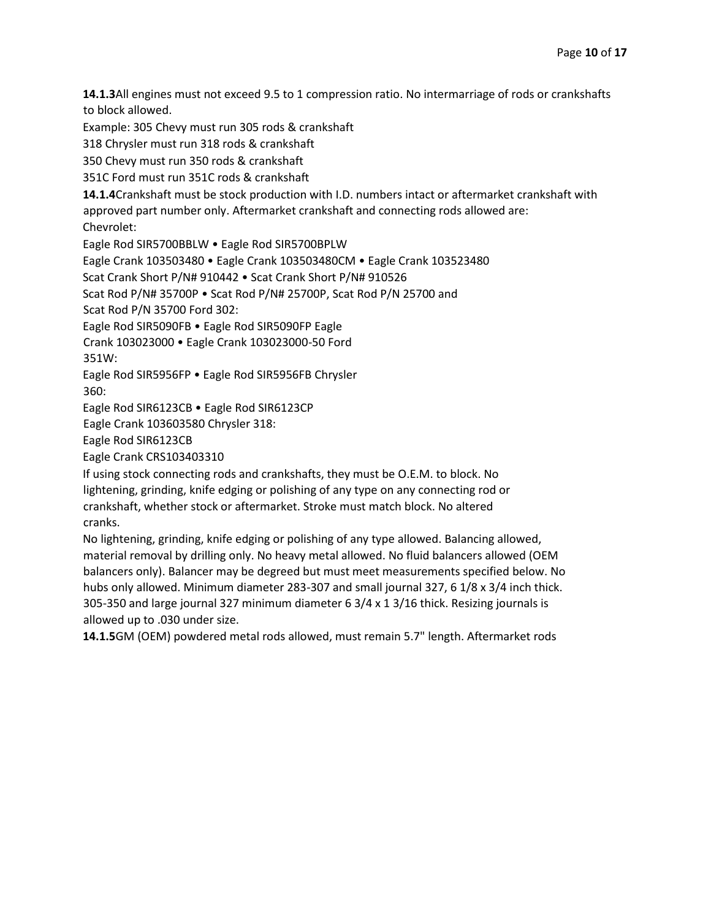**14.1.3**All engines must not exceed 9.5 to 1 compression ratio. No intermarriage of rods or crankshafts to block allowed.

Example: 305 Chevy must run 305 rods & crankshaft

318 Chrysler must run 318 rods & crankshaft

350 Chevy must run 350 rods & crankshaft

351C Ford must run 351C rods & crankshaft

**14.1.4**Crankshaft must be stock production with I.D. numbers intact or aftermarket crankshaft with approved part number only. Aftermarket crankshaft and connecting rods allowed are:

Chevrolet:

Eagle Rod SIR5700BBLW • Eagle Rod SIR5700BPLW

Eagle Crank 103503480 • Eagle Crank 103503480CM • Eagle Crank 103523480

Scat Crank Short P/N# 910442 • Scat Crank Short P/N# 910526

Scat Rod P/N# 35700P • Scat Rod P/N# 25700P, Scat Rod P/N 25700 and

Scat Rod P/N 35700 Ford 302:

Eagle Rod SIR5090FB • Eagle Rod SIR5090FP Eagle

Crank 103023000 • Eagle Crank 103023000-50 Ford

351W:

Eagle Rod SIR5956FP • Eagle Rod SIR5956FB Chrysler

360:

Eagle Rod SIR6123CB • Eagle Rod SIR6123CP

Eagle Crank 103603580 Chrysler 318:

Eagle Rod SIR6123CB

Eagle Crank CRS103403310

If using stock connecting rods and crankshafts, they must be O.E.M. to block. No lightening, grinding, knife edging or polishing of any type on any connecting rod or crankshaft, whether stock or aftermarket. Stroke must match block. No altered cranks.

No lightening, grinding, knife edging or polishing of any type allowed. Balancing allowed, material removal by drilling only. No heavy metal allowed. No fluid balancers allowed (OEM balancers only). Balancer may be degreed but must meet measurements specified below. No hubs only allowed. Minimum diameter 283-307 and small journal 327, 6 1/8 x 3/4 inch thick. 305-350 and large journal 327 minimum diameter 6 3/4 x 1 3/16 thick. Resizing journals is allowed up to .030 under size.

**14.1.5**GM (OEM) powdered metal rods allowed, must remain 5.7" length. Aftermarket rods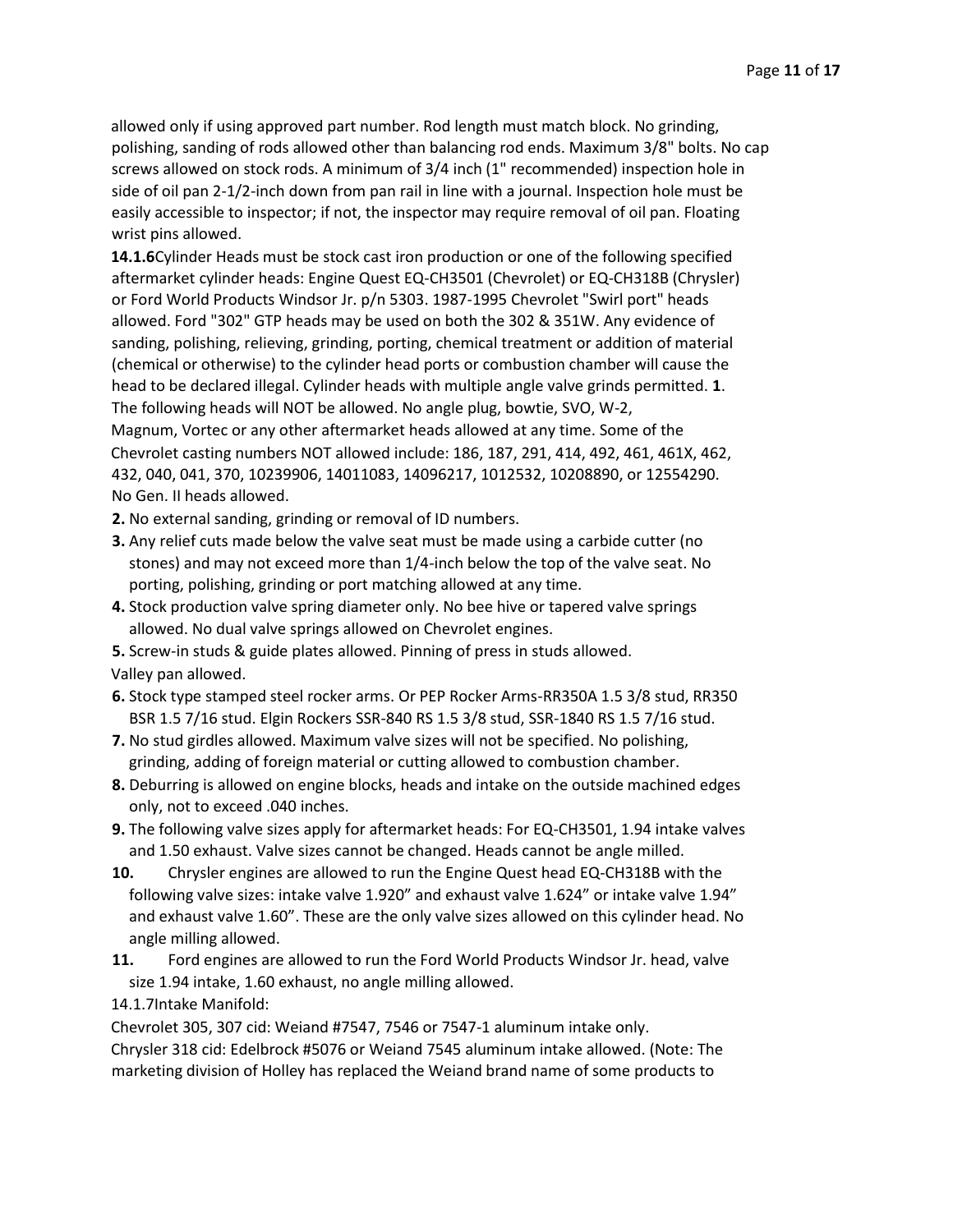allowed only if using approved part number. Rod length must match block. No grinding, polishing, sanding of rods allowed other than balancing rod ends. Maximum 3/8" bolts. No cap screws allowed on stock rods. A minimum of 3/4 inch (1" recommended) inspection hole in side of oil pan 2-1/2-inch down from pan rail in line with a journal. Inspection hole must be easily accessible to inspector; if not, the inspector may require removal of oil pan. Floating wrist pins allowed.

**14.1.6**Cylinder Heads must be stock cast iron production or one of the following specified aftermarket cylinder heads: Engine Quest EQ-CH3501 (Chevrolet) or EQ-CH318B (Chrysler) or Ford World Products Windsor Jr. p/n 5303. 1987-1995 Chevrolet "Swirl port" heads allowed. Ford "302" GTP heads may be used on both the 302 & 351W. Any evidence of sanding, polishing, relieving, grinding, porting, chemical treatment or addition of material (chemical or otherwise) to the cylinder head ports or combustion chamber will cause the head to be declared illegal. Cylinder heads with multiple angle valve grinds permitted. **1**. The following heads will NOT be allowed. No angle plug, bowtie, SVO, W-2, Magnum, Vortec or any other aftermarket heads allowed at any time. Some of the Chevrolet casting numbers NOT allowed include: 186, 187, 291, 414, 492, 461, 461X, 462, 432, 040, 041, 370, 10239906, 14011083, 14096217, 1012532, 10208890, or 12554290. No Gen. II heads allowed.

**2.** No external sanding, grinding or removal of ID numbers.

**3.** Any relief cuts made below the valve seat must be made using a carbide cutter (no stones) and may not exceed more than 1/4-inch below the top of the valve seat. No porting, polishing, grinding or port matching allowed at any time.

**4.** Stock production valve spring diameter only. No bee hive or tapered valve springs allowed. No dual valve springs allowed on Chevrolet engines.

**5.** Screw-in studs & guide plates allowed. Pinning of press in studs allowed. Valley pan allowed.

**6.** Stock type stamped steel rocker arms. Or PEP Rocker Arms-RR350A 1.5 3/8 stud, RR350 BSR 1.5 7/16 stud. Elgin Rockers SSR-840 RS 1.5 3/8 stud, SSR-1840 RS 1.5 7/16 stud.

**7.** No stud girdles allowed. Maximum valve sizes will not be specified. No polishing, grinding, adding of foreign material or cutting allowed to combustion chamber.

**8.** Deburring is allowed on engine blocks, heads and intake on the outside machined edges only, not to exceed .040 inches.

**9.** The following valve sizes apply for aftermarket heads: For EQ-CH3501, 1.94 intake valves and 1.50 exhaust. Valve sizes cannot be changed. Heads cannot be angle milled.

**10.** Chrysler engines are allowed to run the Engine Quest head EQ-CH318B with the following valve sizes: intake valve 1.920" and exhaust valve 1.624" or intake valve 1.94" and exhaust valve 1.60". These are the only valve sizes allowed on this cylinder head. No angle milling allowed.

**11.** Ford engines are allowed to run the Ford World Products Windsor Jr. head, valve size 1.94 intake, 1.60 exhaust, no angle milling allowed.

14.1.7Intake Manifold:

Chevrolet 305, 307 cid: Weiand #7547, 7546 or 7547-1 aluminum intake only.

Chrysler 318 cid: Edelbrock #5076 or Weiand 7545 aluminum intake allowed. (Note: The marketing division of Holley has replaced the Weiand brand name of some products to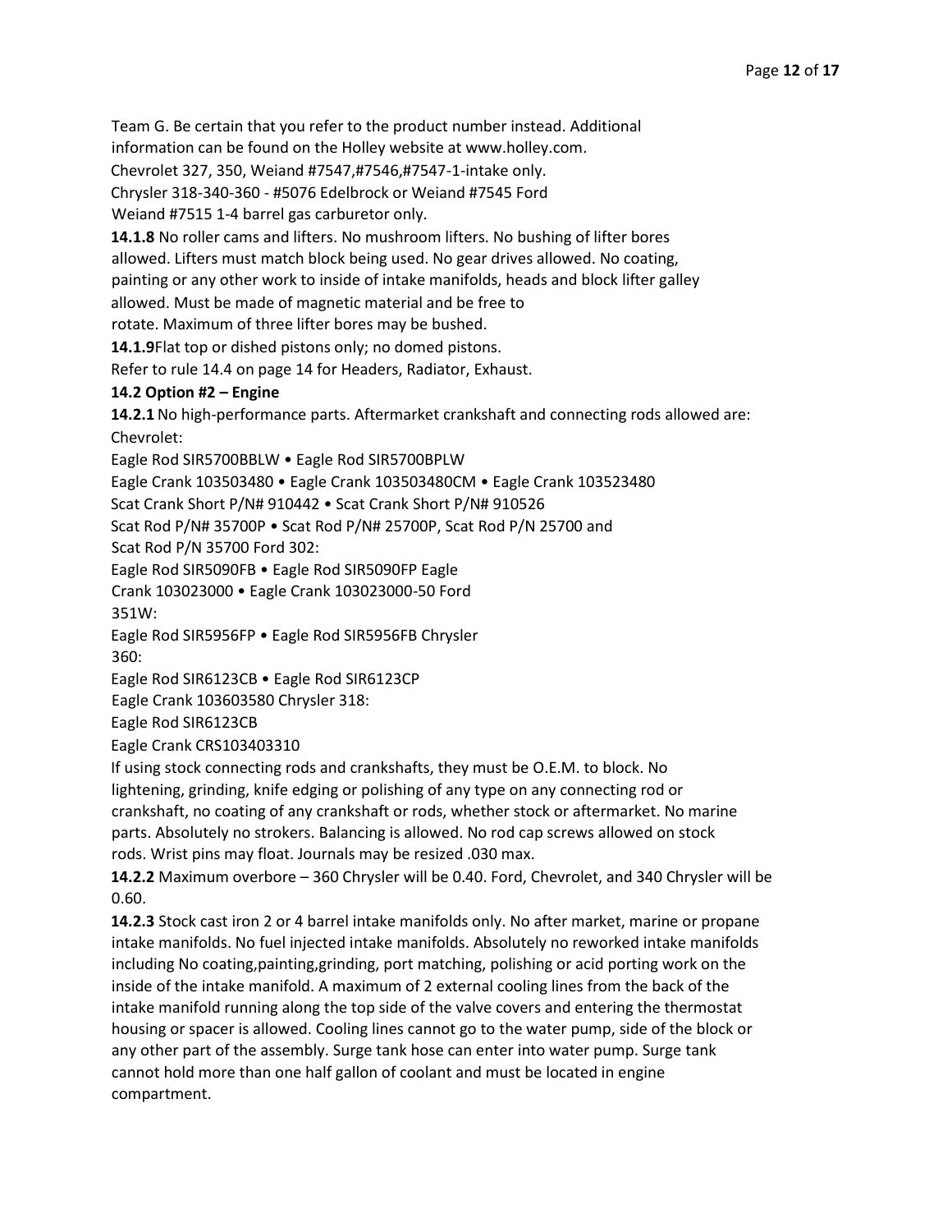Team G. Be certain that you refer to the product number instead. Additional information can be found on the Holley website at www.holley.com.

Chevrolet 327, 350, Weiand #7547,#7546,#7547-1-intake only.

Chrysler 318-340-360 - #5076 Edelbrock or Weiand #7545 Ford

Weiand #7515 1-4 barrel gas carburetor only.

**14.1.8** No roller cams and lifters. No mushroom lifters. No bushing of lifter bores allowed. Lifters must match block being used. No gear drives allowed. No coating, painting or any other work to inside of intake manifolds, heads and block lifter galley allowed. Must be made of magnetic material and be free to rotate. Maximum of three lifter bores may be bushed.

**14.1.9**Flat top or dished pistons only; no domed pistons.

Refer to rule 14.4 on page 14 for Headers, Radiator, Exhaust.

**14.2 Option #2 – Engine**

**14.2.1** No high-performance parts. Aftermarket crankshaft and connecting rods allowed are:

Chevrolet:

Eagle Rod SIR5700BBLW • Eagle Rod SIR5700BPLW

Eagle Crank 103503480 • Eagle Crank 103503480CM • Eagle Crank 103523480

Scat Crank Short P/N# 910442 • Scat Crank Short P/N# 910526

Scat Rod P/N# 35700P • Scat Rod P/N# 25700P, Scat Rod P/N 25700 and

Scat Rod P/N 35700 Ford 302:

Eagle Rod SIR5090FB • Eagle Rod SIR5090FP Eagle

Crank 103023000 • Eagle Crank 103023000-50 Ford

351W:

Eagle Rod SIR5956FP • Eagle Rod SIR5956FB Chrysler

360:

Eagle Rod SIR6123CB • Eagle Rod SIR6123CP

Eagle Crank 103603580 Chrysler 318:

Eagle Rod SIR6123CB

Eagle Crank CRS103403310

If using stock connecting rods and crankshafts, they must be O.E.M. to block. No lightening, grinding, knife edging or polishing of any type on any connecting rod or crankshaft, no coating of any crankshaft or rods, whether stock or aftermarket. No marine parts. Absolutely no strokers. Balancing is allowed. No rod cap screws allowed on stock rods. Wrist pins may float. Journals may be resized .030 max.

**14.2.2** Maximum overbore – 360 Chrysler will be 0.40. Ford, Chevrolet, and 340 Chrysler will be 0.60.

**14.2.3** Stock cast iron 2 or 4 barrel intake manifolds only. No after market, marine or propane intake manifolds. No fuel injected intake manifolds. Absolutely no reworked intake manifolds including No coating,painting,grinding, port matching, polishing or acid porting work on the inside of the intake manifold. A maximum of 2 external cooling lines from the back of the intake manifold running along the top side of the valve covers and entering the thermostat housing or spacer is allowed. Cooling lines cannot go to the water pump, side of the block or any other part of the assembly. Surge tank hose can enter into water pump. Surge tank cannot hold more than one half gallon of coolant and must be located in engine compartment.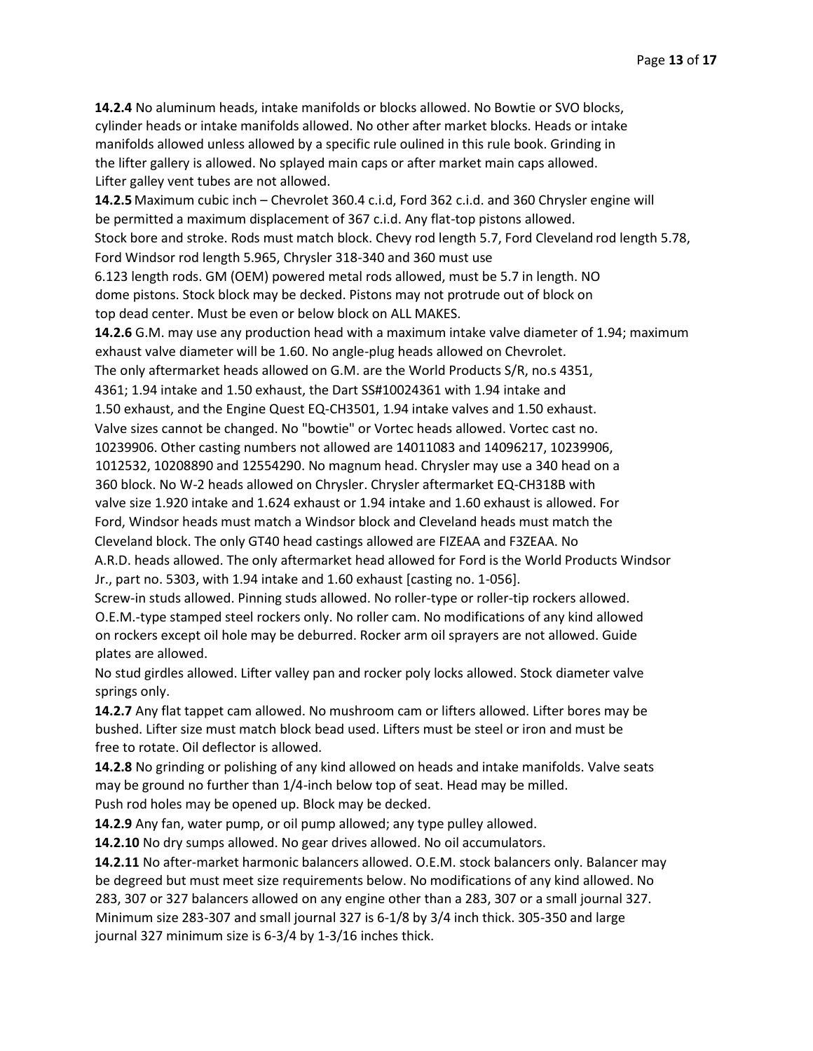**14.2.4** No aluminum heads, intake manifolds or blocks allowed. No Bowtie or SVO blocks, cylinder heads or intake manifolds allowed. No other after market blocks. Heads or intake manifolds allowed unless allowed by a specific rule oulined in this rule book. Grinding in the lifter gallery is allowed. No splayed main caps or after market main caps allowed. Lifter galley vent tubes are not allowed.

**14.2.5** Maximum cubic inch – Chevrolet 360.4 c.i.d, Ford 362 c.i.d. and 360 Chrysler engine will be permitted a maximum displacement of 367 c.i.d. Any flat-top pistons allowed. Stock bore and stroke. Rods must match block. Chevy rod length 5.7, Ford Cleveland rod length 5.78, Ford Windsor rod length 5.965, Chrysler 318-340 and 360 must use 6.123 length rods. GM (OEM) powered metal rods allowed, must be 5.7 in length. NO dome pistons. Stock block may be decked. Pistons may not protrude out of block on top dead center. Must be even or below block on ALL MAKES.

**14.2.6** G.M. may use any production head with a maximum intake valve diameter of 1.94; maximum exhaust valve diameter will be 1.60. No angle-plug heads allowed on Chevrolet. The only aftermarket heads allowed on G.M. are the World Products S/R, no.s 4351, 4361; 1.94 intake and 1.50 exhaust, the Dart SS#10024361 with 1.94 intake and 1.50 exhaust, and the Engine Quest EQ-CH3501, 1.94 intake valves and 1.50 exhaust. Valve sizes cannot be changed. No "bowtie" or Vortec heads allowed. Vortec cast no. 10239906. Other casting numbers not allowed are 14011083 and 14096217, 10239906, 1012532, 10208890 and 12554290. No magnum head. Chrysler may use a 340 head on a 360 block. No W-2 heads allowed on Chrysler. Chrysler aftermarket EQ-CH318B with valve size 1.920 intake and 1.624 exhaust or 1.94 intake and 1.60 exhaust is allowed. For Ford, Windsor heads must match a Windsor block and Cleveland heads must match the Cleveland block. The only GT40 head castings allowed are FIZEAA and F3ZEAA. No A.R.D. heads allowed. The only aftermarket head allowed for Ford is the World Products Windsor Jr., part no. 5303, with 1.94 intake and 1.60 exhaust [casting no. 1-056].
Screw-in studs allowed. Pinning studs allowed. No roller-type or roller-tip rockers allowed. O.E.M.-type stamped steel rockers only. No roller cam. No modifications of any kind allowed on rockers except oil hole may be deburred. Rocker arm oil sprayers are not allowed. Guide plates are allowed.
No stud girdles allowed. Lifter valley pan and rocker poly locks allowed. Stock diameter valve springs only.

**14.2.7** Any flat tappet cam allowed. No mushroom cam or lifters allowed. Lifter bores may be bushed. Lifter size must match block bead used. Lifters must be steel or iron and must be free to rotate. Oil deflector is allowed.

**14.2.8** No grinding or polishing of any kind allowed on heads and intake manifolds. Valve seats may be ground no further than 1/4-inch below top of seat. Head may be milled. Push rod holes may be opened up. Block may be decked.

**14.2.9** Any fan, water pump, or oil pump allowed; any type pulley allowed.

**14.2.10** No dry sumps allowed. No gear drives allowed. No oil accumulators.

**14.2.11** No after-market harmonic balancers allowed. O.E.M. stock balancers only. Balancer may be degreed but must meet size requirements below. No modifications of any kind allowed. No 283, 307 or 327 balancers allowed on any engine other than a 283, 307 or a small journal 327. Minimum size 283-307 and small journal 327 is 6-1/8 by 3/4 inch thick. 305-350 and large journal 327 minimum size is 6-3/4 by 1-3/16 inches thick.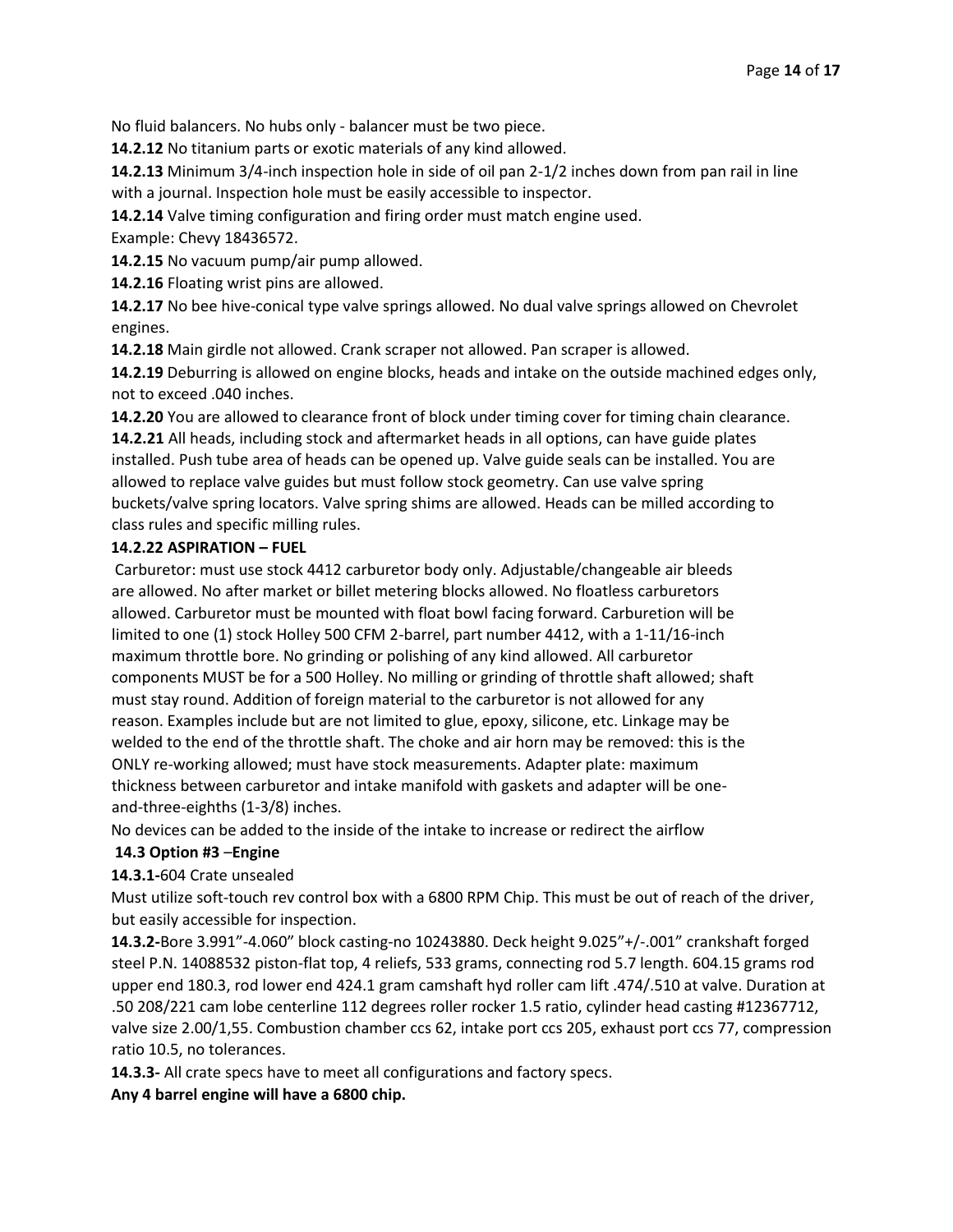No fluid balancers. No hubs only - balancer must be two piece.

**14.2.12** No titanium parts or exotic materials of any kind allowed.

**14.2.13** Minimum 3/4-inch inspection hole in side of oil pan 2-1/2 inches down from pan rail in line with a journal. Inspection hole must be easily accessible to inspector.

**14.2.14** Valve timing configuration and firing order must match engine used.
Example: Chevy 18436572.

**14.2.15** No vacuum pump/air pump allowed.

**14.2.16** Floating wrist pins are allowed.

**14.2.17** No bee hive-conical type valve springs allowed. No dual valve springs allowed on Chevrolet engines.

**14.2.18** Main girdle not allowed. Crank scraper not allowed. Pan scraper is allowed.

**14.2.19** Deburring is allowed on engine blocks, heads and intake on the outside machined edges only, not to exceed .040 inches.

**14.2.20** You are allowed to clearance front of block under timing cover for timing chain clearance.

**14.2.21** All heads, including stock and aftermarket heads in all options, can have guide plates installed. Push tube area of heads can be opened up. Valve guide seals can be installed. You are allowed to replace valve guides but must follow stock geometry. Can use valve spring buckets/valve spring locators. Valve spring shims are allowed. Heads can be milled according to class rules and specific milling rules.

**14.2.22 ASPIRATION – FUEL**

Carburetor: must use stock 4412 carburetor body only. Adjustable/changeable air bleeds are allowed. No after market or billet metering blocks allowed. No floatless carburetors allowed. Carburetor must be mounted with float bowl facing forward. Carburetion will be limited to one (1) stock Holley 500 CFM 2-barrel, part number 4412, with a 1-11/16-inch maximum throttle bore. No grinding or polishing of any kind allowed. All carburetor components MUST be for a 500 Holley. No milling or grinding of throttle shaft allowed; shaft must stay round. Addition of foreign material to the carburetor is not allowed for any reason. Examples include but are not limited to glue, epoxy, silicone, etc. Linkage may be welded to the end of the throttle shaft. The choke and air horn may be removed: this is the ONLY re-working allowed; must have stock measurements. Adapter plate: maximum thickness between carburetor and intake manifold with gaskets and adapter will be one-and-three-eighths (1-3/8) inches.

No devices can be added to the inside of the intake to increase or redirect the airflow

**14.3 Option #3** –**Engine**

**14.3.1-**604 Crate unsealed

Must utilize soft-touch rev control box with a 6800 RPM Chip. This must be out of reach of the driver, but easily accessible for inspection.

**14.3.2-**Bore 3.991"-4.060" block casting-no 10243880. Deck height 9.025"+/-.001" crankshaft forged steel P.N. 14088532 piston-flat top, 4 reliefs, 533 grams, connecting rod 5.7 length. 604.15 grams rod upper end 180.3, rod lower end 424.1 gram camshaft hyd roller cam lift .474/.510 at valve. Duration at .50 208/221 cam lobe centerline 112 degrees roller rocker 1.5 ratio, cylinder head casting #12367712, valve size 2.00/1,55. Combustion chamber ccs 62, intake port ccs 205, exhaust port ccs 77, compression ratio 10.5, no tolerances.

**14.3.3-** All crate specs have to meet all configurations and factory specs.

**Any 4 barrel engine will have a 6800 chip.**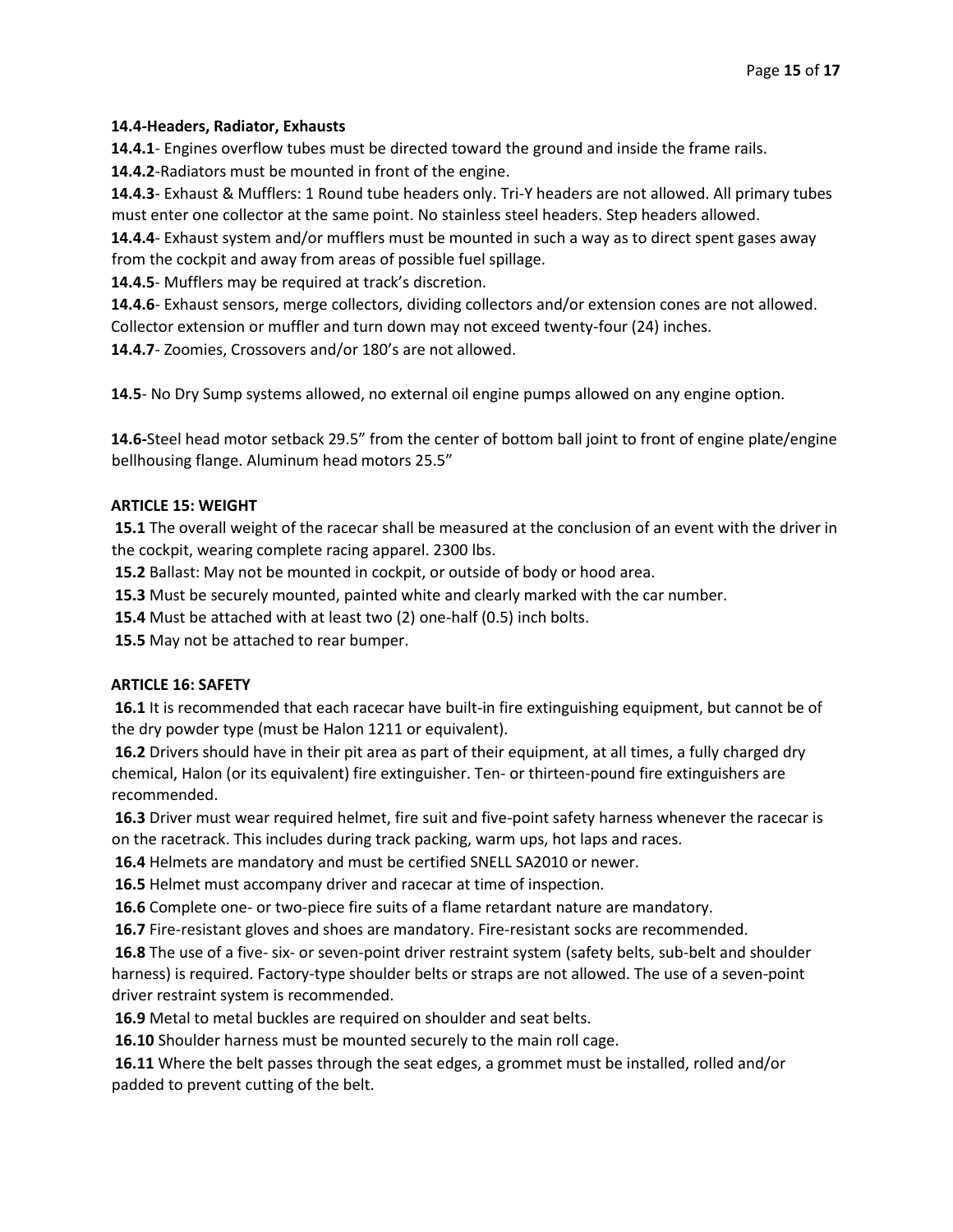**14.4-Headers, Radiator, Exhausts**

**14.4.1**- Engines overflow tubes must be directed toward the ground and inside the frame rails.

**14.4.2**-Radiators must be mounted in front of the engine.

**14.4.3**- Exhaust & Mufflers: 1 Round tube headers only. Tri-Y headers are not allowed. All primary tubes must enter one collector at the same point. No stainless steel headers. Step headers allowed.

**14.4.4**- Exhaust system and/or mufflers must be mounted in such a way as to direct spent gases away from the cockpit and away from areas of possible fuel spillage.

**14.4.5**- Mufflers may be required at track's discretion.

**14.4.6**- Exhaust sensors, merge collectors, dividing collectors and/or extension cones are not allowed. Collector extension or muffler and turn down may not exceed twenty-four (24) inches.

**14.4.7**- Zoomies, Crossovers and/or 180's are not allowed.

**14.5**- No Dry Sump systems allowed, no external oil engine pumps allowed on any engine option.

**14.6-**Steel head motor setback 29.5" from the center of bottom ball joint to front of engine plate/engine bellhousing flange. Aluminum head motors 25.5"

**ARTICLE 15: WEIGHT**

**15.1** The overall weight of the racecar shall be measured at the conclusion of an event with the driver in the cockpit, wearing complete racing apparel. 2300 lbs.

**15.2** Ballast: May not be mounted in cockpit, or outside of body or hood area.

**15.3** Must be securely mounted, painted white and clearly marked with the car number.

**15.4** Must be attached with at least two (2) one-half (0.5) inch bolts.

**15.5** May not be attached to rear bumper.

**ARTICLE 16: SAFETY**

**16.1** It is recommended that each racecar have built-in fire extinguishing equipment, but cannot be of the dry powder type (must be Halon 1211 or equivalent).

**16.2** Drivers should have in their pit area as part of their equipment, at all times, a fully charged dry chemical, Halon (or its equivalent) fire extinguisher. Ten- or thirteen-pound fire extinguishers are recommended.

**16.3** Driver must wear required helmet, fire suit and five-point safety harness whenever the racecar is on the racetrack. This includes during track packing, warm ups, hot laps and races.

**16.4** Helmets are mandatory and must be certified SNELL SA2010 or newer.

**16.5** Helmet must accompany driver and racecar at time of inspection.

**16.6** Complete one- or two-piece fire suits of a flame retardant nature are mandatory.

**16.7** Fire-resistant gloves and shoes are mandatory. Fire-resistant socks are recommended.

**16.8** The use of a five- six- or seven-point driver restraint system (safety belts, sub-belt and shoulder harness) is required. Factory-type shoulder belts or straps are not allowed. The use of a seven-point driver restraint system is recommended.

**16.9** Metal to metal buckles are required on shoulder and seat belts.

**16.10** Shoulder harness must be mounted securely to the main roll cage.

**16.11** Where the belt passes through the seat edges, a grommet must be installed, rolled and/or padded to prevent cutting of the belt.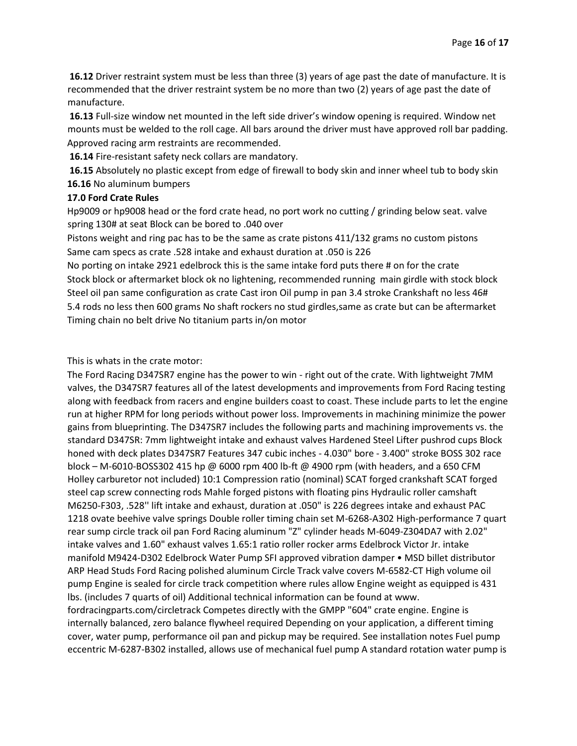**16.12** Driver restraint system must be less than three (3) years of age past the date of manufacture. It is recommended that the driver restraint system be no more than two (2) years of age past the date of manufacture.

**16.13** Full-size window net mounted in the left side driver's window opening is required. Window net mounts must be welded to the roll cage. All bars around the driver must have approved roll bar padding. Approved racing arm restraints are recommended.

**16.14** Fire-resistant safety neck collars are mandatory.

**16.15** Absolutely no plastic except from edge of firewall to body skin and inner wheel tub to body skin

**16.16** No aluminum bumpers

**17.0 Ford Crate Rules**

Hp9009 or hp9008 head or the ford crate head, no port work no cutting / grinding below seat. valve spring 130# at seat Block can be bored to .040 over

Pistons weight and ring pac has to be the same as crate pistons 411/132 grams no custom pistons

Same cam specs as crate .528 intake and exhaust duration at .050 is 226

No porting on intake 2921 edelbrock this is the same intake ford puts there # on for the crate

Stock block or aftermarket block ok no lightening, recommended running main girdle with stock block

Steel oil pan same configuration as crate Cast iron Oil pump in pan 3.4 stroke Crankshaft no less 46#

5.4 rods no less then 600 grams No shaft rockers no stud girdles,same as crate but can be aftermarket

Timing chain no belt drive No titanium parts in/on motor

This is whats in the crate motor:

The Ford Racing D347SR7 engine has the power to win - right out of the crate. With lightweight 7MM valves, the D347SR7 features all of the latest developments and improvements from Ford Racing testing along with feedback from racers and engine builders coast to coast. These include parts to let the engine run at higher RPM for long periods without power loss. Improvements in machining minimize the power gains from blueprinting. The D347SR7 includes the following parts and machining improvements vs. the standard D347SR: 7mm lightweight intake and exhaust valves Hardened Steel Lifter pushrod cups Block honed with deck plates D347SR7 Features 347 cubic inches - 4.030" bore - 3.400" stroke BOSS 302 race block – M-6010-BOSS302 415 hp @ 6000 rpm 400 lb-ft @ 4900 rpm (with headers, and a 650 CFM Holley carburetor not included) 10:1 Compression ratio (nominal) SCAT forged crankshaft SCAT forged steel cap screw connecting rods Mahle forged pistons with floating pins Hydraulic roller camshaft M6250-F303, .528'' lift intake and exhaust, duration at .050" is 226 degrees intake and exhaust PAC 1218 ovate beehive valve springs Double roller timing chain set M-6268-A302 High-performance 7 quart rear sump circle track oil pan Ford Racing aluminum "Z" cylinder heads M-6049-Z304DA7 with 2.02" intake valves and 1.60" exhaust valves 1.65:1 ratio roller rocker arms Edelbrock Victor Jr. intake manifold M9424-D302 Edelbrock Water Pump SFI approved vibration damper • MSD billet distributor ARP Head Studs Ford Racing polished aluminum Circle Track valve covers M-6582-CT High volume oil pump Engine is sealed for circle track competition where rules allow Engine weight as equipped is 431 lbs. (includes 7 quarts of oil) Additional technical information can be found at www. fordracingparts.com/circletrack Competes directly with the GMPP "604" crate engine. Engine is internally balanced, zero balance flywheel required Depending on your application, a different timing cover, water pump, performance oil pan and pickup may be required. See installation notes Fuel pump eccentric M-6287-B302 installed, allows use of mechanical fuel pump A standard rotation water pump is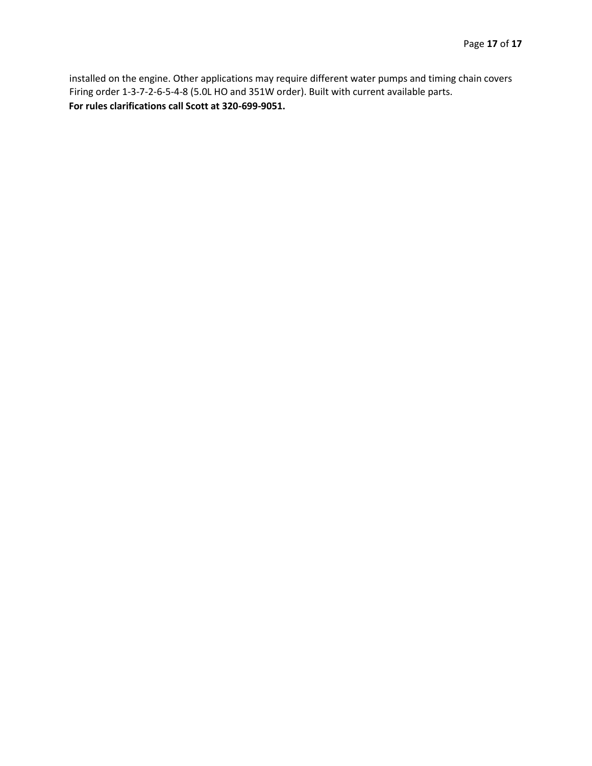installed on the engine. Other applications may require different water pumps and timing chain covers
Firing order 1-3-7-2-6-5-4-8 (5.0L HO and 351W order). Built with current available parts.

**For rules clarifications call Scott at 320-699-9051.**